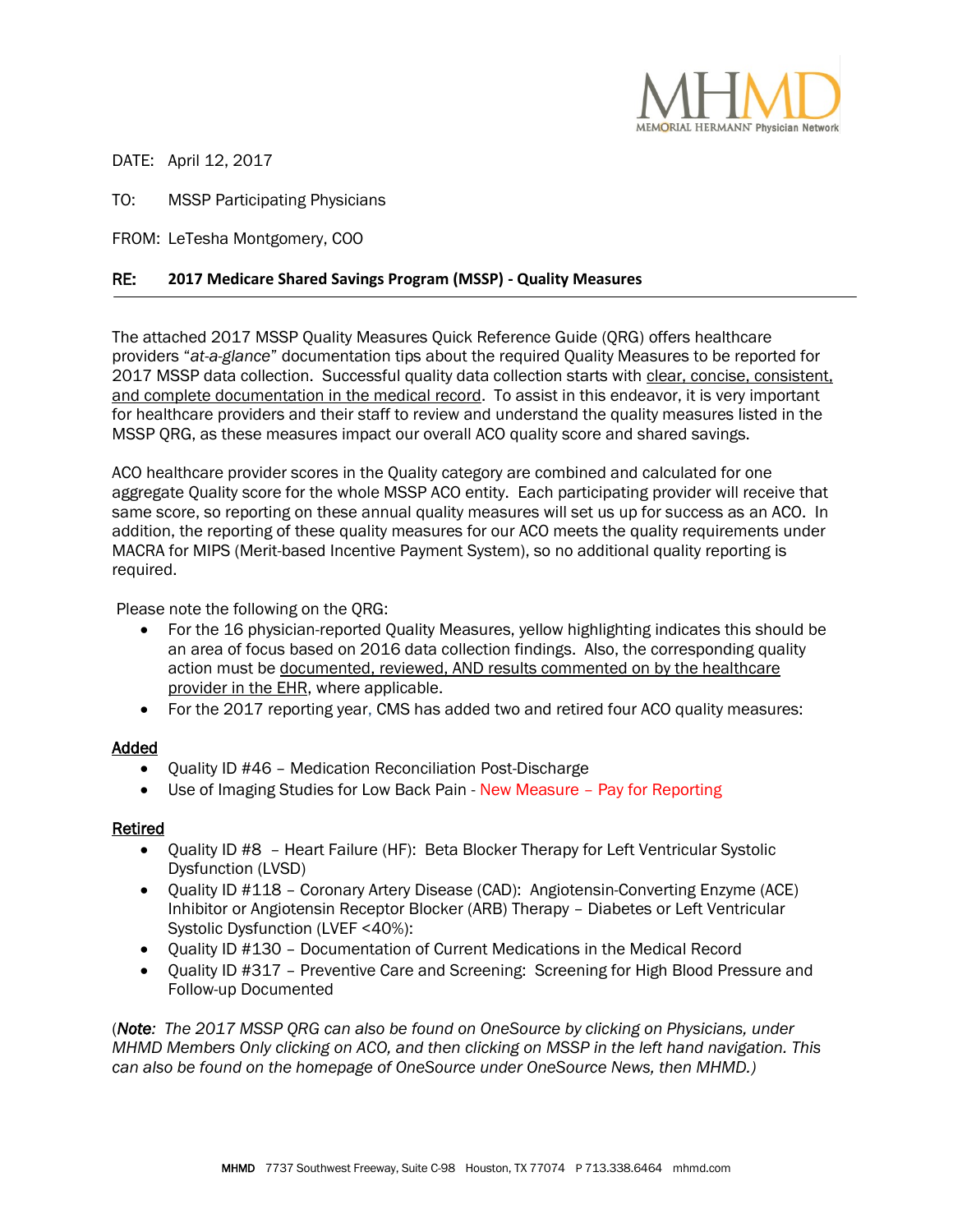MHMD
MEMORIAL HERMANN Physician Network

DATE: April 12, 2017

TO: MSSP Participating Physicians

FROM: LeTesha Montgomery, COO

**RE: 2017 Medicare Shared Savings Program (MSSP) - Quality Measures**

---

The attached 2017 MSSP Quality Measures Quick Reference Guide (QRG) offers healthcare providers "*at-a-glance*" documentation tips about the required Quality Measures to be reported for 2017 MSSP data collection. Successful quality data collection starts with <u>clear, concise, consistent, and complete documentation in the medical record</u>. To assist in this endeavor, it is very important for healthcare providers and their staff to review and understand the quality measures listed in the MSSP QRG, as these measures impact our overall ACO quality score and shared savings.

ACO healthcare provider scores in the Quality category are combined and calculated for one aggregate Quality score for the whole MSSP ACO entity. Each participating provider will receive that same score, so reporting on these annual quality measures will set us up for success as an ACO. In addition, the reporting of these quality measures for our ACO meets the quality requirements under MACRA for MIPS (Merit-based Incentive Payment System), so no additional quality reporting is required.

Please note the following on the QRG:

- For the 16 physician-reported Quality Measures, yellow highlighting indicates this should be an area of focus based on 2016 data collection findings. Also, the corresponding quality action must be <u>documented, reviewed, AND results commented on by the healthcare provider in the EHR</u>, where applicable.
- For the 2017 reporting year, CMS has added two and retired four ACO quality measures:

<u>Added</u>

- Quality ID #46 – Medication Reconciliation Post-Discharge
- Use of Imaging Studies for Low Back Pain - New Measure – Pay for Reporting

<u>Retired</u>

- Quality ID #8 – Heart Failure (HF): Beta Blocker Therapy for Left Ventricular Systolic Dysfunction (LVSD)
- Quality ID #118 – Coronary Artery Disease (CAD): Angiotensin-Converting Enzyme (ACE) Inhibitor or Angiotensin Receptor Blocker (ARB) Therapy – Diabetes or Left Ventricular Systolic Dysfunction (LVEF <40%):
- Quality ID #130 – Documentation of Current Medications in the Medical Record
- Quality ID #317 – Preventive Care and Screening: Screening for High Blood Pressure and Follow-up Documented

(***Note****: The 2017 MSSP QRG can also be found on OneSource by clicking on Physicians, under MHMD Members Only clicking on ACO, and then clicking on MSSP in the left hand navigation. This can also be found on the homepage of OneSource under OneSource News, then MHMD.)*

**MHMD** 7737 Southwest Freeway, Suite C-98 Houston, TX 77074 P 713.338.6464 mhmd.com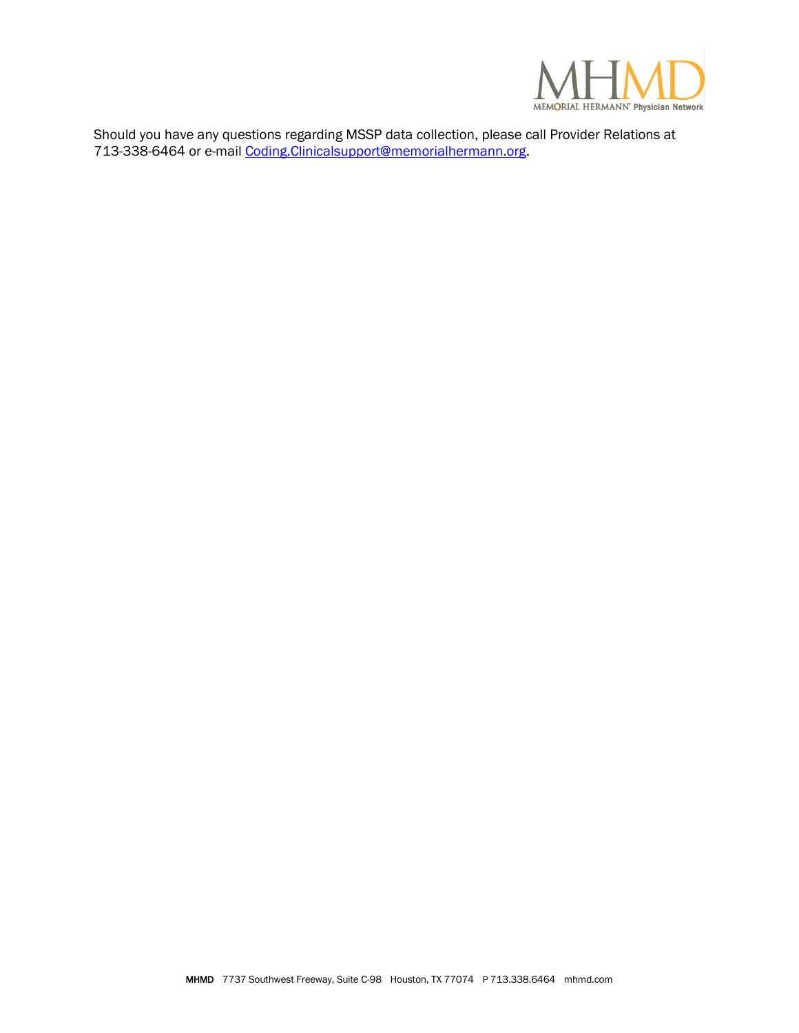Should you have any questions regarding MSSP data collection, please call Provider Relations at 713-338-6464 or e-mail Coding.Clinicalsupport@memorialhermann.org.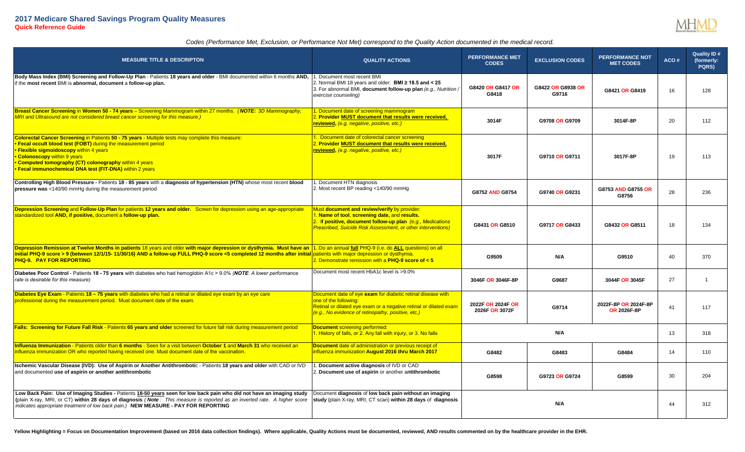# 2017 Medicare Shared Savings Program Quality Measures

**Quick Reference Guide**

*Codes (Performance Met, Exclusion, or Performance Not Met) correspond to the Quality Action documented in the medical record.*

| MEASURE TITLE & DESCRIPTON | QUALITY ACTIONS | PERFORMANCE MET CODES | EXCLUSION CODES | PERFORMANCE NOT MET CODES | ACO # | Quality ID # (formerly: PQRS) |
|---|---|---|---|---|---|---|
| **Body Mass Index (BMI) Screening and Follow-Up Plan** - Patients **18 years and older** - BMI documented within 6 months **AND,** if the **most recent** BMI is **abnormal, document** a **follow-up plan.** | 1. Document most recent BMI<br>2. Normal BMI 18 years and older: **BMI ≥ 18.5 and < 25**<br>3. For abnormal BMI, **document follow-up plan** *(e.g., Nutrition / exercise counseling)* | **G8420 OR G8417 OR G8418** | **G8422 OR G8938 OR G9716** | **G8421 OR G8419** | 16 | 128 |
| **Breast Cancer Screening** in **Women 50 - 74 years** – Screening Mammogram within 27 months. *(**NOTE:** 3D Mammography, MRI and Ultrasound are not considered breast cancer screening for this measure.)* | 1. Document date of screening mammogram<br>2. **Provider MUST document that results were received, reviewed,** *(e.g. negative, positive, etc.)* | **3014F** | **G9708 OR G9709** | **3014F-8P** | 20 | 112 |
| **Colorectal Cancer Screening** in Patients **50 - 75 years** - Multiple tests may complete this measure:<br>• **Fecal occult blood test (FOBT)** during the measurement period<br>• **Flexible sigmoidoscopy** within 4 years<br>• **Colonoscopy** within 9 years<br>• **Computed tomography (CT) colonography** within 4 years<br>• **Fecal immunochemical DNA test (FIT-DNA)** within 2 years | 1. Document date of colorectal cancer screening<br>2. **Provider MUST document that results were received, reviewed,** *(e.g. negative, positive, etc.)* | **3017F** | **G9710 OR G9711** | **3017F-8P** | 19 | 113 |
| **Controlling High Blood Pressure** - Patients **18 - 85 years** with a **diagnosis of hypertension (HTN)** whose most recent **blood pressure was** <140/90 mmHg during the measurement period | 1. Document HTN diagnosis<br>2. Most recent BP reading <140/90 mmHg | **G8752 AND G8754** | **G9740 OR G9231** | **G8753 AND G8755 OR G8756** | 28 | 236 |
| **Depression Screening** and **Follow-Up Plan** for patients **12 years and older.** Screen for depression using an age-appropriate standardized tool **AND, if positive,** document a **follow-up plan.** | Must **document and review/verify** by provider:<br>1. **Name of tool**, **screening date,** and **results.**<br>2. **If positive, document follow-up plan** *(e.g., Medications Prescribed, Suicide Risk Assessment, or other interventions)* | **G8431 OR G8510** | **G9717 OR G8433** | **G8432 OR G8511** | 18 | 134 |
| **Depression Remission at Twelve Months in patients** 18 years and older **with major depression or dysthymia. Must have an initial PHQ-9 score > 9 (between 12/1/15- 11/30/16) AND a follow-up FULL PHQ-9 score <5 completed 12 months after initial PHQ-9. PAY FOR REPORTING** | 1. Do an annual **full** PHQ-9 (i.e. do **ALL** questions) on all patients with major depression or dysthymia.<br>2. Demonstrate remission with a **PHQ-9 score of < 5** | **G9509** | **N/A** | **G9510** | 40 | 370 |
| **Diabetes Poor Control** - Patients **18 - 75 years** with diabetes who had hemoglobin A1c > 9.0% *(**NOTE**: A lower performance rate is desirable for this measure)* | Document most recent HbA1c level is >9.0% | **3046F OR 3046F-8P** | **G9687** | **3044F OR 3045F** | 27 | 1 |
| **Diabetes Eye Exam** - Patients **18 – 75 years** with diabetes who had a retinal or dilated eye exam by an eye care professional during the measurement period. Must document date of the exam. | Document date of eye **exam** for diabetic retinal disease with one of the following:<br>Retinal or dilated eye exam or a negative retinal or dilated exam *(e.g., No evidence of retinopathy, positive, etc.)* | **2022F OR 2024F OR 2026F OR 3072F** | **G9714** | **2022F-8P OR 2024F-8P OR 2026F-8P** | 41 | 117 |
| **Falls: Screening for Future Fall Risk** - Patients **65 years and older** screened for future fall risk during measurement period | **Document** screening performed:<br>1. History of falls, or 2. Any fall with injury, or 3. No falls | **N/A** | | | 13 | 318 |
| **Influenza Immunization** - Patients older than **6 months** - Seen for a visit between **October 1** and **March 31** who received an influenza immunization OR who reported having received one. Must document date of the vaccination. | **Document** date of administration or previous receipt of influenza immunization **August 2016 thru March 2017** | **G8482** | **G8483** | **G8484** | 14 | 110 |
| **Ischemic Vascular Disease (IVD): Use of Aspirin or Another Antithrombotic** - Patients **18 years and older** with CAD or IVD and documented **use of aspirin or another antithrombotic** | 1. **Document active diagnosis** of IVD or CAD<br>2. **Document use of aspirin** or another **antithrombotic** | **G8598** | **G9723 OR G9724** | **G8599** | 30 | 204 |
| **Low Back Pain: Use of Imaging Studies -** Patients **18-50 years seen for low back pain who did not have an imaging study (**plain X-ray, MRI, or CT) **within 28 days of diagnosis** *(**Note**: This measure is reported as an inverted rate. A higher score indicates appropriate treatment of low back pain.)* **NEW MEASURE - PAY FOR REPORTING** | Document **diagnosis** of **low back pain without an imaging study** (plain X-ray, MRI, CT scan) **within 28 days** of **diagnosis** | **N/A** | | | 44 | 312 |

**Yellow Highlighting = Focus on Documentation Improvement (based on 2016 data collection findings). Where applicable, Quality Actions must be documented, reviewed, AND results commented on by the healthcare provider in the EHR.**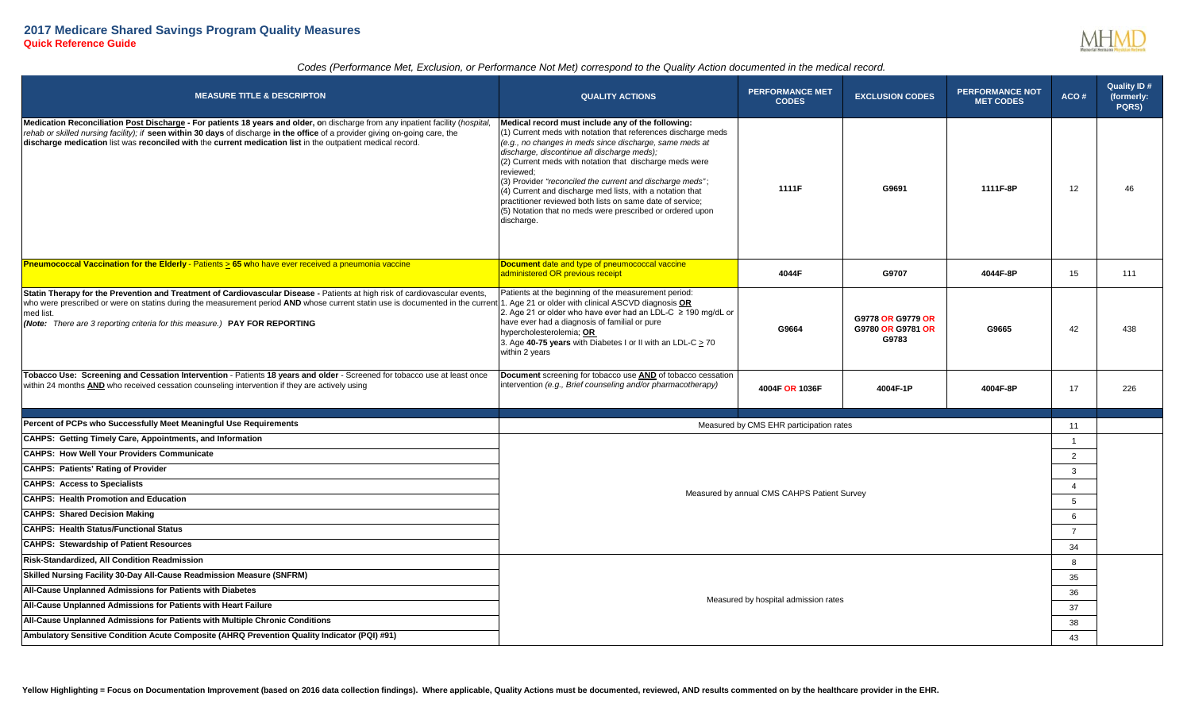## 2017 Medicare Shared Savings Program Quality Measures

**Quick Reference Guide**

*Codes (Performance Met, Exclusion, or Performance Not Met) correspond to the Quality Action documented in the medical record.*

| MEASURE TITLE & DESCRIPTON | QUALITY ACTIONS | PERFORMANCE MET CODES | EXCLUSION CODES | PERFORMANCE NOT MET CODES | ACO # | Quality ID # (formerly: PQRS) |
|---|---|---|---|---|---|---|
| **Medication Reconciliation Post Discharge - For patients 18 years and older, o**n discharge from any inpatient facility (*hospital, rehab or skilled nursing facility); if* **seen within 30 days** of discharge **in the office** of a provider giving on-going care, the **discharge medication** list was **reconciled with** the **current medication list** in the outpatient medical record. | **Medical record must include any of the following:** (1) Current meds with notation that references discharge meds *(e.g., no changes in meds since discharge, same meds at discharge, discontinue all discharge meds);* (2) Current meds with notation that discharge meds were reviewed; (3) Provider *"reconciled the current and discharge meds"*; (4) Current and discharge med lists, with a notation that practitioner reviewed both lists on same date of service; (5) Notation that no meds were prescribed or ordered upon discharge. | **1111F** | **G9691** | **1111F-8P** | 12 | 46 |
| **Pneumococcal Vaccination for the Elderly** - Patients ≥ **65 w**ho have ever received a pneumonia vaccine | **Document** date and type of pneumococcal vaccine administered OR previous receipt | **4044F** | **G9707** | **4044F-8P** | 15 | 111 |
| **Statin Therapy for the Prevention and Treatment of Cardiovascular Disease -** Patients at high risk of cardiovascular events, who were prescribed or were on statins during the measurement period **AND** whose current statin use is documented in the current med list. ***(Note:** There are 3 reporting criteria for this measure.)* **PAY FOR REPORTING** | Patients at the beginning of the measurement period: 1. Age 21 or older with clinical ASCVD diagnosis **OR** 2. Age 21 or older who have ever had an LDL-C ≥ 190 mg/dL or have ever had a diagnosis of familial or pure hypercholesterolemia; **OR** 3. Age **40-75 years** with Diabetes I or II with an LDL-C ≥ 70 within 2 years | **G9664** | **G9778 OR G9779 OR G9780 OR G9781 OR G9783** | **G9665** | 42 | 438 |
| **Tobacco Use: Screening and Cessation Intervention** - Patients **18 years and older** - Screened for tobacco use at least once within 24 months **AND** who received cessation counseling intervention if they are actively using | **Document** screening for tobacco use **AND** of tobacco cessation intervention *(e.g., Brief counseling and/or pharmacotherapy)* | **4004F OR 1036F** | **4004F-1P** | **4004F-8P** | 17 | 226 |
| | | | | | | |
| **Percent of PCPs who Successfully Meet Meaningful Use Requirements** | Measured by CMS EHR participation rates | | | | 11 | |
| **CAHPS: Getting Timely Care, Appointments, and Information** | Measured by annual CMS CAHPS Patient Survey | | | | 1 | |
| **CAHPS: How Well Your Providers Communicate** | | | | | 2 | |
| **CAHPS: Patients' Rating of Provider** | | | | | 3 | |
| **CAHPS: Access to Specialists** | | | | | 4 | |
| **CAHPS: Health Promotion and Education** | | | | | 5 | |
| **CAHPS: Shared Decision Making** | | | | | 6 | |
| **CAHPS: Health Status/Functional Status** | | | | | 7 | |
| **CAHPS: Stewardship of Patient Resources** | | | | | 34 | |
| **Risk-Standardized, All Condition Readmission** | Measured by hospital admission rates | | | | 8 | |
| **Skilled Nursing Facility 30-Day All-Cause Readmission Measure (SNFRM)** | | | | | 35 | |
| **All-Cause Unplanned Admissions for Patients with Diabetes** | | | | | 36 | |
| **All-Cause Unplanned Admissions for Patients with Heart Failure** | | | | | 37 | |
| **All-Cause Unplanned Admissions for Patients with Multiple Chronic Conditions** | | | | | 38 | |
| **Ambulatory Sensitive Condition Acute Composite (AHRQ Prevention Quality Indicator (PQI) #91)** | | | | | 43 | |

**Yellow Highlighting = Focus on Documentation Improvement (based on 2016 data collection findings). Where applicable, Quality Actions must be documented, reviewed, AND results commented on by the healthcare provider in the EHR.**